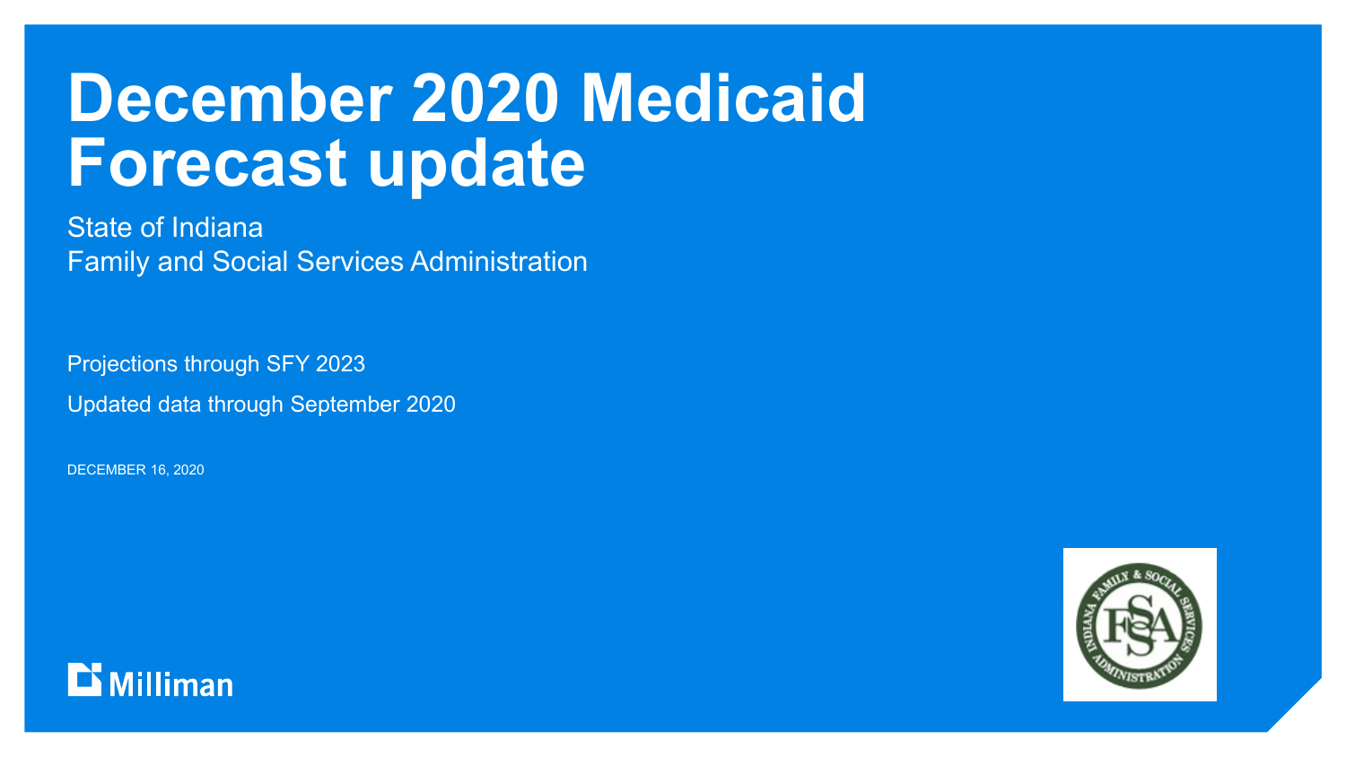# December 2020 Medicaid Forecast update

State of Indiana
Family and Social Services Administration

Projections through SFY 2023

Updated data through September 2020

DECEMBER 16, 2020

Milliman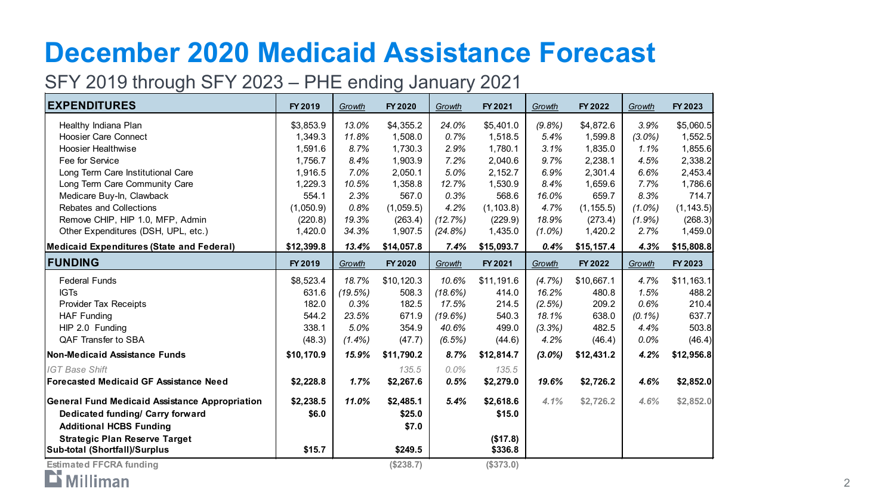# December 2020 Medicaid Assistance Forecast

## SFY 2019 through SFY 2023 – PHE ending January 2021

| **EXPENDITURES** | **FY 2019** | *Growth* | **FY 2020** | *Growth* | **FY 2021** | *Growth* | **FY 2022** | *Growth* | **FY 2023** |
|---|---|---|---|---|---|---|---|---|---|
| Healthy Indiana Plan | $3,853.9 | *13.0%* | $4,355.2 | *24.0%* | $5,401.0 | *(9.8%)* | $4,872.6 | *3.9%* | $5,060.5 |
| Hoosier Care Connect | 1,349.3 | *11.8%* | 1,508.0 | *0.7%* | 1,518.5 | *5.4%* | 1,599.8 | *(3.0%)* | 1,552.5 |
| Hoosier Healthwise | 1,591.6 | *8.7%* | 1,730.3 | *2.9%* | 1,780.1 | *3.1%* | 1,835.0 | *1.1%* | 1,855.6 |
| Fee for Service | 1,756.7 | *8.4%* | 1,903.9 | *7.2%* | 2,040.6 | *9.7%* | 2,238.1 | *4.5%* | 2,338.2 |
| Long Term Care Institutional Care | 1,916.5 | *7.0%* | 2,050.1 | *5.0%* | 2,152.7 | *6.9%* | 2,301.4 | *6.6%* | 2,453.4 |
| Long Term Care Community Care | 1,229.3 | *10.5%* | 1,358.8 | *12.7%* | 1,530.9 | *8.4%* | 1,659.6 | *7.7%* | 1,786.6 |
| Medicare Buy-In, Clawback | 554.1 | *2.3%* | 567.0 | *0.3%* | 568.6 | *16.0%* | 659.7 | *8.3%* | 714.7 |
| Rebates and Collections | (1,050.9) | *0.8%* | (1,059.5) | *4.2%* | (1,103.8) | *4.7%* | (1,155.5) | *(1.0%)* | (1,143.5) |
| Remove CHIP, HIP 1.0, MFP, Admin | (220.8) | *19.3%* | (263.4) | *(12.7%)* | (229.9) | *18.9%* | (273.4) | *(1.9%)* | (268.3) |
| Other Expenditures (DSH, UPL, etc.) | 1,420.0 | *34.3%* | 1,907.5 | *(24.8%)* | 1,435.0 | *(1.0%)* | 1,420.2 | *2.7%* | 1,459.0 |
| **Medicaid Expenditures (State and Federal)** | **$12,399.8** | ***13.4%*** | **$14,057.8** | ***7.4%*** | **$15,093.7** | ***0.4%*** | **$15,157.4** | ***4.3%*** | **$15,808.8** |
| **FUNDING** | **FY 2019** | *Growth* | **FY 2020** | *Growth* | **FY 2021** | *Growth* | **FY 2022** | *Growth* | **FY 2023** |
| Federal Funds | $8,523.4 | *18.7%* | $10,120.3 | *10.6%* | $11,191.6 | *(4.7%)* | $10,667.1 | *4.7%* | $11,163.1 |
| IGTs | 631.6 | *(19.5%)* | 508.3 | *(18.6%)* | 414.0 | *16.2%* | 480.8 | *1.5%* | 488.2 |
| Provider Tax Receipts | 182.0 | *0.3%* | 182.5 | *17.5%* | 214.5 | *(2.5%)* | 209.2 | *0.6%* | 210.4 |
| HAF Funding | 544.2 | *23.5%* | 671.9 | *(19.6%)* | 540.3 | *18.1%* | 638.0 | *(0.1%)* | 637.7 |
| HIP 2.0 Funding | 338.1 | *5.0%* | 354.9 | *40.6%* | 499.0 | *(3.3%)* | 482.5 | *4.4%* | 503.8 |
| QAF Transfer to SBA | (48.3) | *(1.4%)* | (47.7) | *(6.5%)* | (44.6) | *4.2%* | (46.4) | *0.0%* | (46.4) |
| **Non-Medicaid Assistance Funds** | **$10,170.9** | ***15.9%*** | **$11,790.2** | ***8.7%*** | **$12,814.7** | ***(3.0%)*** | **$12,431.2** | ***4.2%*** | **$12,956.8** |
| *IGT Base Shift* | | | *135.5* | *0.0%* | *135.5* | | | | |
| **Forecasted Medicaid GF Assistance Need** | **$2,228.8** | ***1.7%*** | **$2,267.6** | ***0.5%*** | **$2,279.0** | ***19.6%*** | **$2,726.2** | ***4.6%*** | **$2,852.0** |
| **General Fund Medicaid Assistance Appropriation** | **$2,238.5** | ***11.0%*** | **$2,485.1** | ***5.4%*** | **$2,618.6** | *4.1%* | $2,726.2 | *4.6%* | $2,852.0 |
| **Dedicated funding/ Carry forward** | **$6.0** | | **$25.0** | | **$15.0** | | | | |
| **Additional HCBS Funding** | | | **$7.0** | | | | | | |
| **Strategic Plan Reserve Target** | | | | | **($17.8)** | | | | |
| **Sub-total (Shortfall)/Surplus** | **$15.7** | | **$249.5** | | **$336.8** | | | | |
| **Estimated FFCRA funding** | | | **($238.7)** | | **($373.0)** | | | | |

Milliman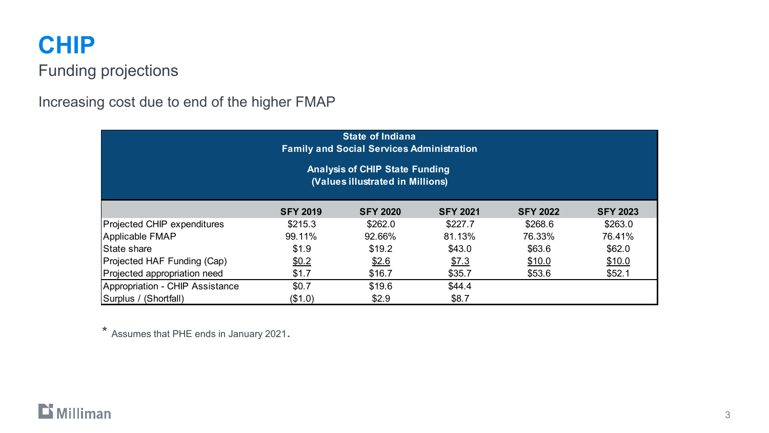# CHIP

## Funding projections

Increasing cost due to end of the higher FMAP

**State of Indiana**
**Family and Social Services Administration**

**Analysis of CHIP State Funding**
**(Values illustrated in Millions)**

| | SFY 2019 | SFY 2020 | SFY 2021 | SFY 2022 | SFY 2023 |
|---|---|---|---|---|---|
| Projected CHIP expenditures | $215.3 | $262.0 | $227.7 | $268.6 | $263.0 |
| Applicable FMAP | 99.11% | 92.66% | 81.13% | 76.33% | 76.41% |
| State share | $1.9 | $19.2 | $43.0 | $63.6 | $62.0 |
| Projected HAF Funding (Cap) | $0.2 | $2.6 | $7.3 | $10.0 | $10.0 |
| Projected appropriation need | $1.7 | $16.7 | $35.7 | $53.6 | $52.1 |
| Appropriation - CHIP Assistance | $0.7 | $19.6 | $44.4 | | |
| Surplus / (Shortfall) | ($1.0) | $2.9 | $8.7 | | |

* Assumes that PHE ends in January 2021.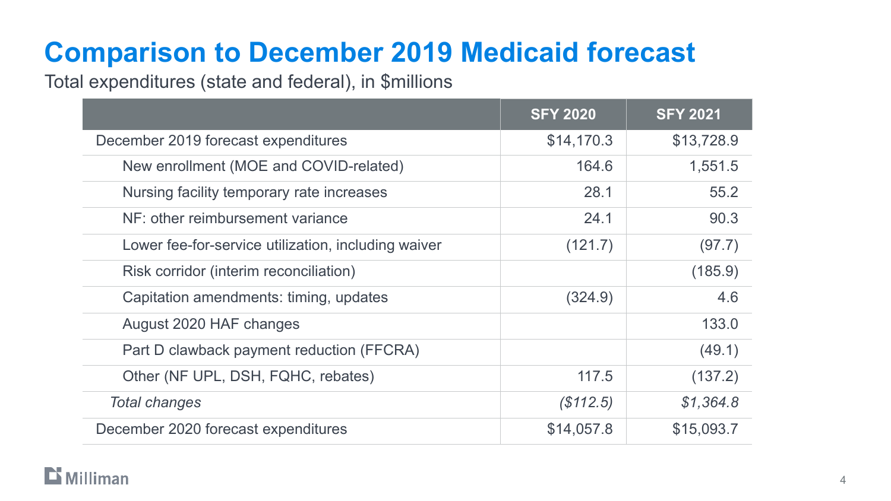# Comparison to December 2019 Medicaid forecast

Total expenditures (state and federal), in $millions

| | SFY 2020 | SFY 2021 |
|---|---|---|
| December 2019 forecast expenditures | $14,170.3 | $13,728.9 |
| New enrollment (MOE and COVID-related) | 164.6 | 1,551.5 |
| Nursing facility temporary rate increases | 28.1 | 55.2 |
| NF: other reimbursement variance | 24.1 | 90.3 |
| Lower fee-for-service utilization, including waiver | (121.7) | (97.7) |
| Risk corridor (interim reconciliation) | | (185.9) |
| Capitation amendments: timing, updates | (324.9) | 4.6 |
| August 2020 HAF changes | | 133.0 |
| Part D clawback payment reduction (FFCRA) | | (49.1) |
| Other (NF UPL, DSH, FQHC, rebates) | 117.5 | (137.2) |
| *Total changes* | *($112.5)* | *$1,364.8* |
| December 2020 forecast expenditures | $14,057.8 | $15,093.7 |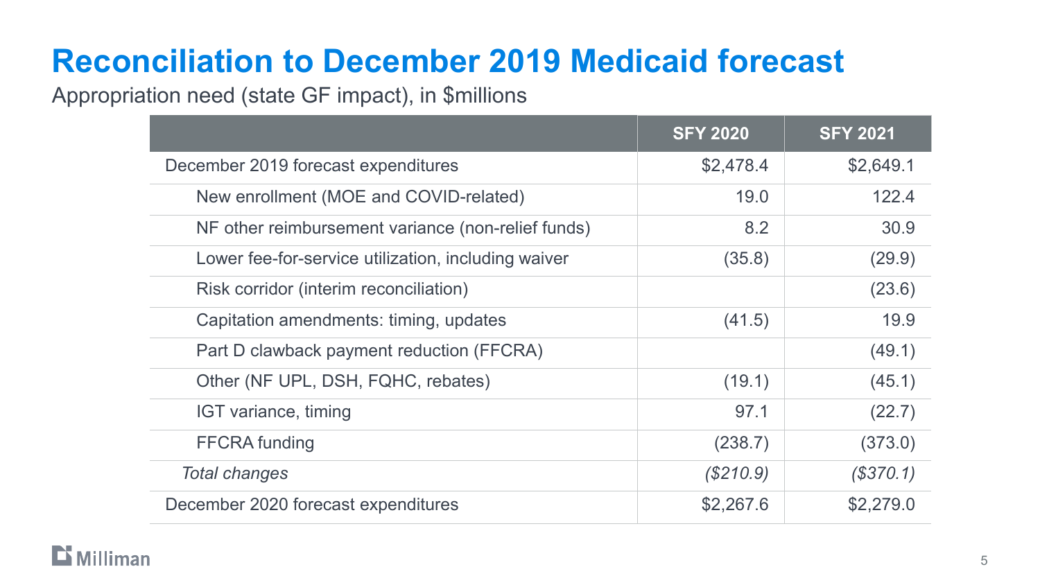# Reconciliation to December 2019 Medicaid forecast

Appropriation need (state GF impact), in $millions

| | SFY 2020 | SFY 2021 |
|---|---|---|
| December 2019 forecast expenditures | $2,478.4 | $2,649.1 |
| New enrollment (MOE and COVID-related) | 19.0 | 122.4 |
| NF other reimbursement variance (non-relief funds) | 8.2 | 30.9 |
| Lower fee-for-service utilization, including waiver | (35.8) | (29.9) |
| Risk corridor (interim reconciliation) | | (23.6) |
| Capitation amendments: timing, updates | (41.5) | 19.9 |
| Part D clawback payment reduction (FFCRA) | | (49.1) |
| Other (NF UPL, DSH, FQHC, rebates) | (19.1) | (45.1) |
| IGT variance, timing | 97.1 | (22.7) |
| FFCRA funding | (238.7) | (373.0) |
| *Total changes* | *($210.9)* | *($370.1)* |
| December 2020 forecast expenditures | $2,267.6 | $2,279.0 |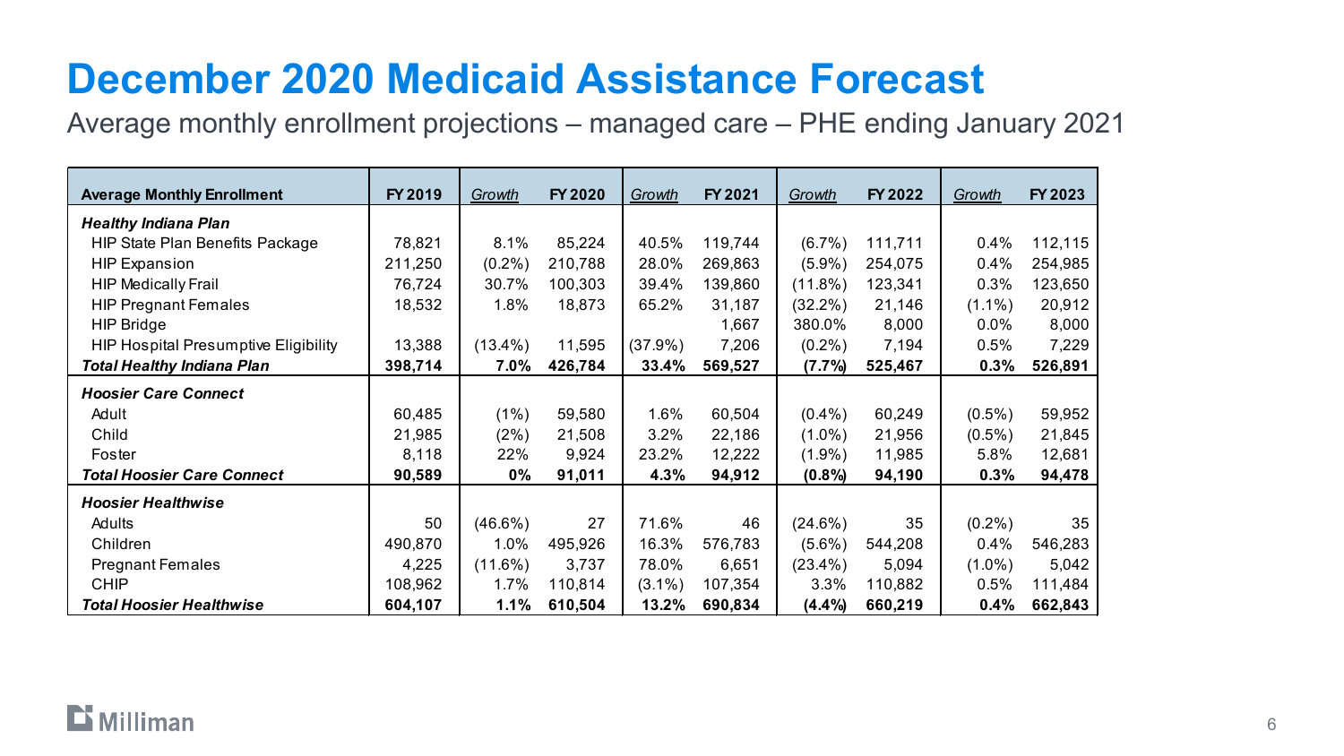# December 2020 Medicaid Assistance Forecast

Average monthly enrollment projections – managed care – PHE ending January 2021

| Average Monthly Enrollment | FY 2019 | Growth | FY 2020 | Growth | FY 2021 | Growth | FY 2022 | Growth | FY 2023 |
|---|---|---|---|---|---|---|---|---|---|
| ***Healthy Indiana Plan*** | | | | | | | | | |
| HIP State Plan Benefits Package | 78,821 | 8.1% | 85,224 | 40.5% | 119,744 | (6.7%) | 111,711 | 0.4% | 112,115 |
| HIP Expansion | 211,250 | (0.2%) | 210,788 | 28.0% | 269,863 | (5.9%) | 254,075 | 0.4% | 254,985 |
| HIP Medically Frail | 76,724 | 30.7% | 100,303 | 39.4% | 139,860 | (11.8%) | 123,341 | 0.3% | 123,650 |
| HIP Pregnant Females | 18,532 | 1.8% | 18,873 | 65.2% | 31,187 | (32.2%) | 21,146 | (1.1%) | 20,912 |
| HIP Bridge | | | | | 1,667 | 380.0% | 8,000 | 0.0% | 8,000 |
| HIP Hospital Presumptive Eligibility | 13,388 | (13.4%) | 11,595 | (37.9%) | 7,206 | (0.2%) | 7,194 | 0.5% | 7,229 |
| ***Total Healthy Indiana Plan*** | **398,714** | **7.0%** | **426,784** | **33.4%** | **569,527** | **(7.7%)** | **525,467** | **0.3%** | **526,891** |
| ***Hoosier Care Connect*** | | | | | | | | | |
| Adult | 60,485 | (1%) | 59,580 | 1.6% | 60,504 | (0.4%) | 60,249 | (0.5%) | 59,952 |
| Child | 21,985 | (2%) | 21,508 | 3.2% | 22,186 | (1.0%) | 21,956 | (0.5%) | 21,845 |
| Foster | 8,118 | 22% | 9,924 | 23.2% | 12,222 | (1.9%) | 11,985 | 5.8% | 12,681 |
| ***Total Hoosier Care Connect*** | **90,589** | **0%** | **91,011** | **4.3%** | **94,912** | **(0.8%)** | **94,190** | **0.3%** | **94,478** |
| ***Hoosier Healthwise*** | | | | | | | | | |
| Adults | 50 | (46.6%) | 27 | 71.6% | 46 | (24.6%) | 35 | (0.2%) | 35 |
| Children | 490,870 | 1.0% | 495,926 | 16.3% | 576,783 | (5.6%) | 544,208 | 0.4% | 546,283 |
| Pregnant Females | 4,225 | (11.6%) | 3,737 | 78.0% | 6,651 | (23.4%) | 5,094 | (1.0%) | 5,042 |
| CHIP | 108,962 | 1.7% | 110,814 | (3.1%) | 107,354 | 3.3% | 110,882 | 0.5% | 111,484 |
| ***Total Hoosier Healthwise*** | **604,107** | **1.1%** | **610,504** | **13.2%** | **690,834** | **(4.4%)** | **660,219** | **0.4%** | **662,843** |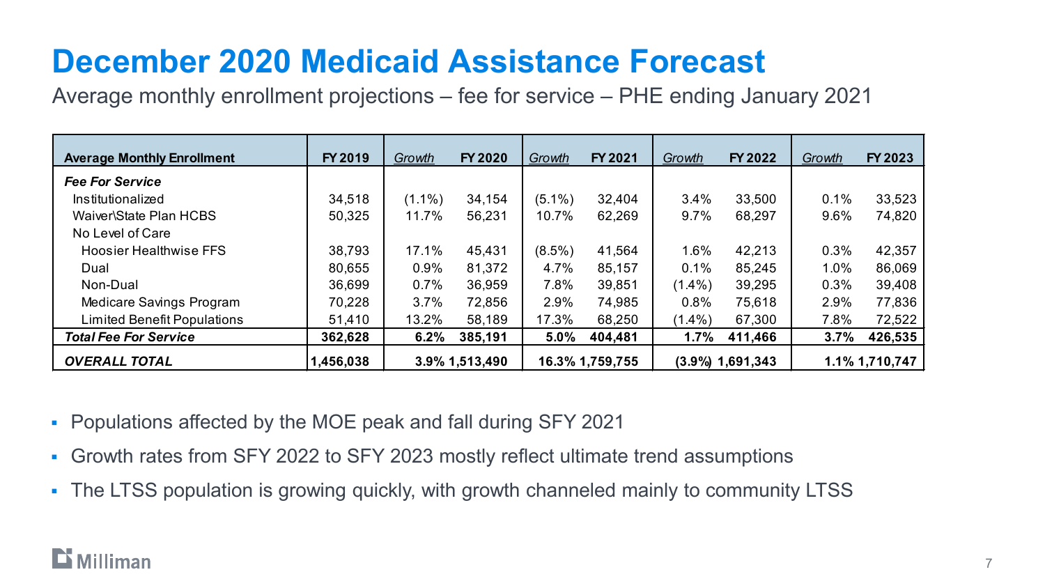# December 2020 Medicaid Assistance Forecast

Average monthly enrollment projections – fee for service – PHE ending January 2021

| Average Monthly Enrollment | FY 2019 | Growth | FY 2020 | Growth | FY 2021 | Growth | FY 2022 | Growth | FY 2023 |
|---|---|---|---|---|---|---|---|---|---|
| ***Fee For Service*** | | | | | | | | | |
| Institutionalized | 34,518 | (1.1%) | 34,154 | (5.1%) | 32,404 | 3.4% | 33,500 | 0.1% | 33,523 |
| Waiver\State Plan HCBS | 50,325 | 11.7% | 56,231 | 10.7% | 62,269 | 9.7% | 68,297 | 9.6% | 74,820 |
| No Level of Care | | | | | | | | | |
| Hoosier Healthwise FFS | 38,793 | 17.1% | 45,431 | (8.5%) | 41,564 | 1.6% | 42,213 | 0.3% | 42,357 |
| Dual | 80,655 | 0.9% | 81,372 | 4.7% | 85,157 | 0.1% | 85,245 | 1.0% | 86,069 |
| Non-Dual | 36,699 | 0.7% | 36,959 | 7.8% | 39,851 | (1.4%) | 39,295 | 0.3% | 39,408 |
| Medicare Savings Program | 70,228 | 3.7% | 72,856 | 2.9% | 74,985 | 0.8% | 75,618 | 2.9% | 77,836 |
| Limited Benefit Populations | 51,410 | 13.2% | 58,189 | 17.3% | 68,250 | (1.4%) | 67,300 | 7.8% | 72,522 |
| ***Total Fee For Service*** | **362,628** | **6.2%** | **385,191** | **5.0%** | **404,481** | **1.7%** | **411,466** | **3.7%** | **426,535** |
| ***OVERALL TOTAL*** | **1,456,038** | **3.9%** | **1,513,490** | **16.3%** | **1,759,755** | **(3.9%)** | **1,691,343** | **1.1%** | **1,710,747** |

- Populations affected by the MOE peak and fall during SFY 2021
- Growth rates from SFY 2022 to SFY 2023 mostly reflect ultimate trend assumptions
- The LTSS population is growing quickly, with growth channeled mainly to community LTSS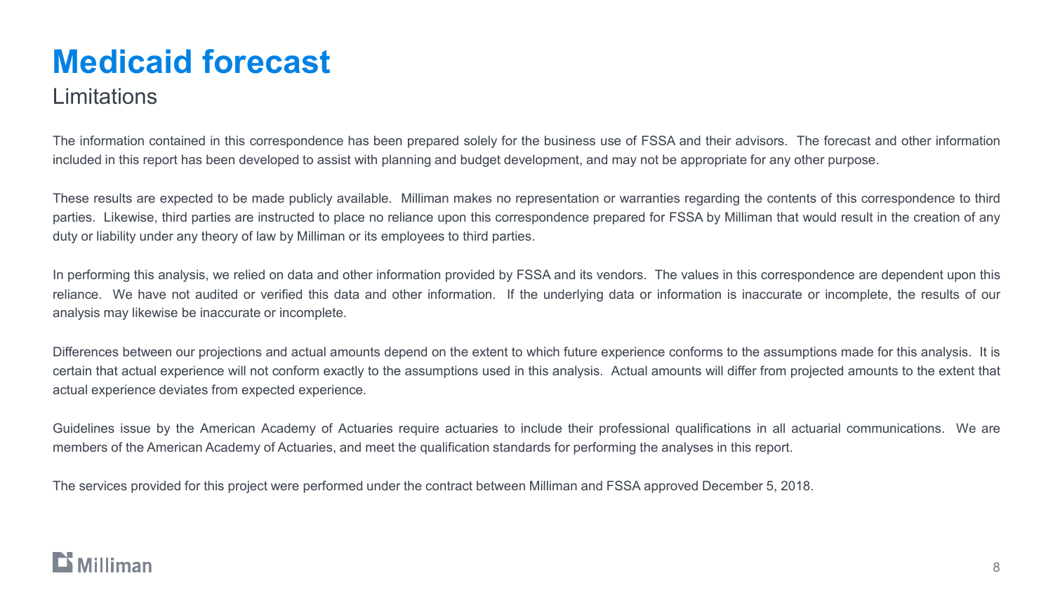# Medicaid forecast

## Limitations

The information contained in this correspondence has been prepared solely for the business use of FSSA and their advisors. The forecast and other information included in this report has been developed to assist with planning and budget development, and may not be appropriate for any other purpose.

These results are expected to be made publicly available. Milliman makes no representation or warranties regarding the contents of this correspondence to third parties. Likewise, third parties are instructed to place no reliance upon this correspondence prepared for FSSA by Milliman that would result in the creation of any duty or liability under any theory of law by Milliman or its employees to third parties.

In performing this analysis, we relied on data and other information provided by FSSA and its vendors. The values in this correspondence are dependent upon this reliance. We have not audited or verified this data and other information. If the underlying data or information is inaccurate or incomplete, the results of our analysis may likewise be inaccurate or incomplete.

Differences between our projections and actual amounts depend on the extent to which future experience conforms to the assumptions made for this analysis. It is certain that actual experience will not conform exactly to the assumptions used in this analysis. Actual amounts will differ from projected amounts to the extent that actual experience deviates from expected experience.

Guidelines issue by the American Academy of Actuaries require actuaries to include their professional qualifications in all actuarial communications. We are members of the American Academy of Actuaries, and meet the qualification standards for performing the analyses in this report.

The services provided for this project were performed under the contract between Milliman and FSSA approved December 5, 2018.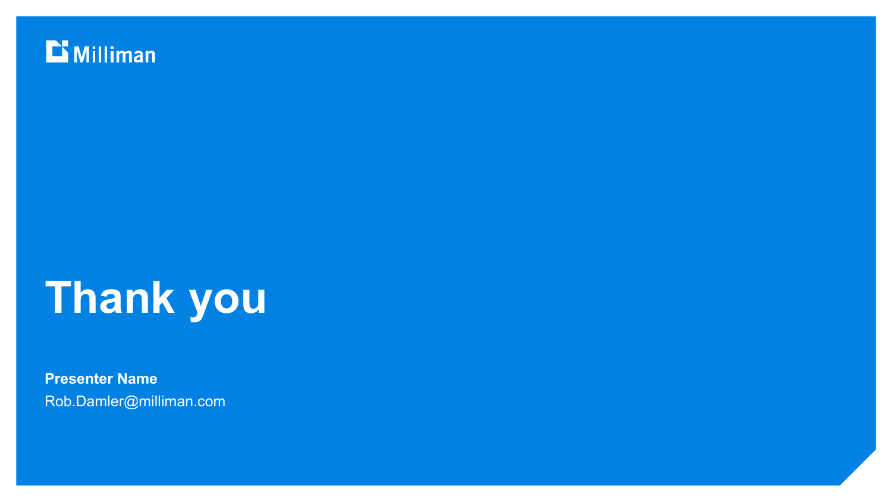Milliman

# Thank you

**Presenter Name**

Rob.Damler@milliman.com